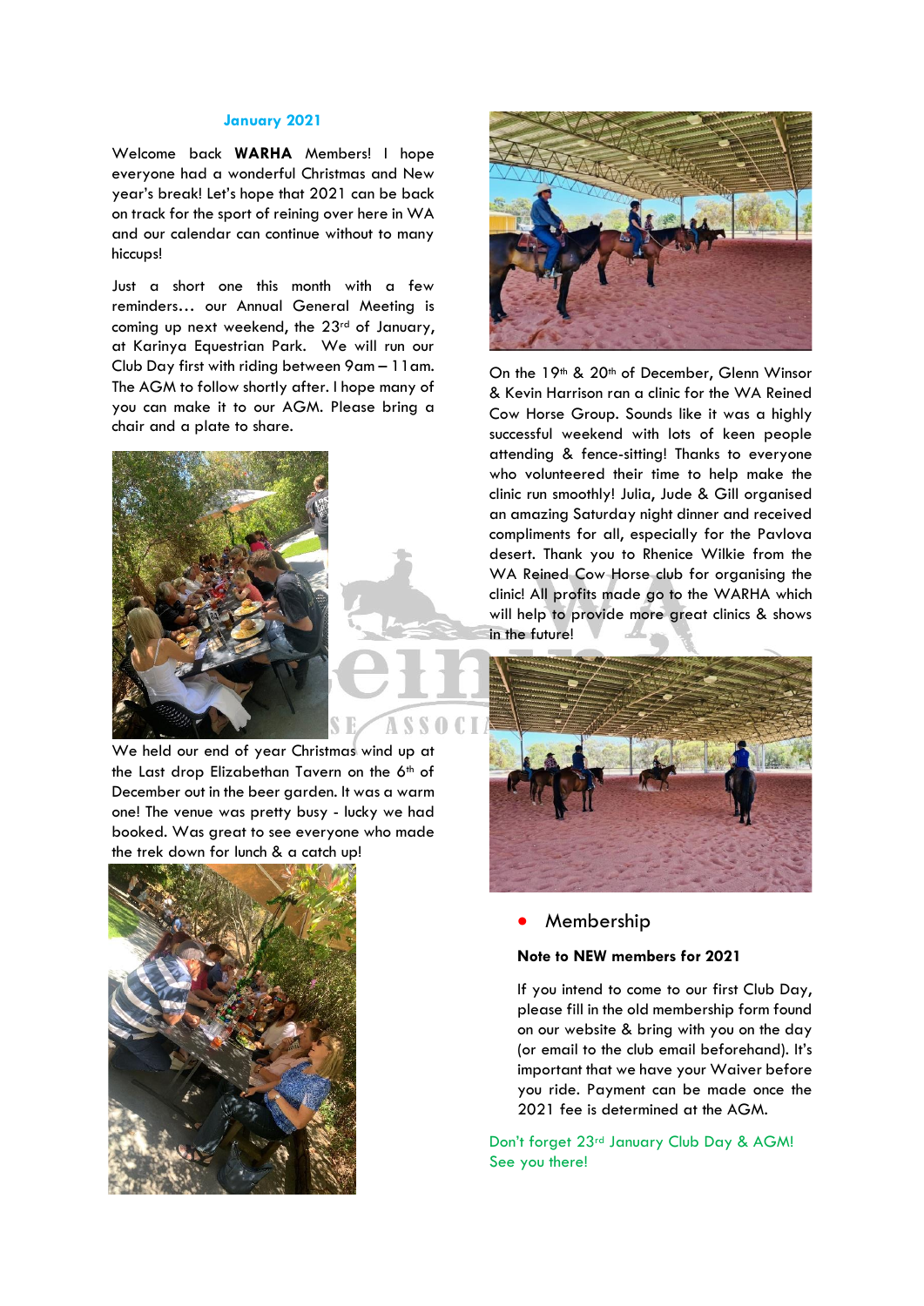## January 2021

Welcome back **WARHA** Members! I hope everyone had a wonderful Christmas and New year's break! Let's hope that 2021 can be back on track for the sport of reining over here in WA and our calendar can continue without to many hiccups!

Just a short one this month with a few reminders… our Annual General Meeting is coming up next weekend, the 23rd of January, at Karinya Equestrian Park. We will run our Club Day first with riding between 9am – 11am. The AGM to follow shortly after. I hope many of you can make it to our AGM. Please bring a chair and a plate to share.

We held our end of year Christmas wind up at the Last drop Elizabethan Tavern on the 6th of December out in the beer garden. It was a warm one! The venue was pretty busy - lucky we had booked. Was great to see everyone who made the trek down for lunch & a catch up!

On the 19th & 20th of December, Glenn Winsor & Kevin Harrison ran a clinic for the WA Reined Cow Horse Group. Sounds like it was a highly successful weekend with lots of keen people attending & fence-sitting! Thanks to everyone who volunteered their time to help make the clinic run smoothly! Julia, Jude & Gill organised an amazing Saturday night dinner and received compliments for all, especially for the Pavlova desert. Thank you to Rhenice Wilkie from the WA Reined Cow Horse club for organising the clinic! All profits made go to the WARHA which will help to provide more great clinics & shows in the future!

- Membership

**Note to NEW members for 2021**

If you intend to come to our first Club Day, please fill in the old membership form found on our website & bring with you on the day (or email to the club email beforehand). It's important that we have your Waiver before you ride. Payment can be made once the 2021 fee is determined at the AGM.

Don't forget 23rd January Club Day & AGM! See you there!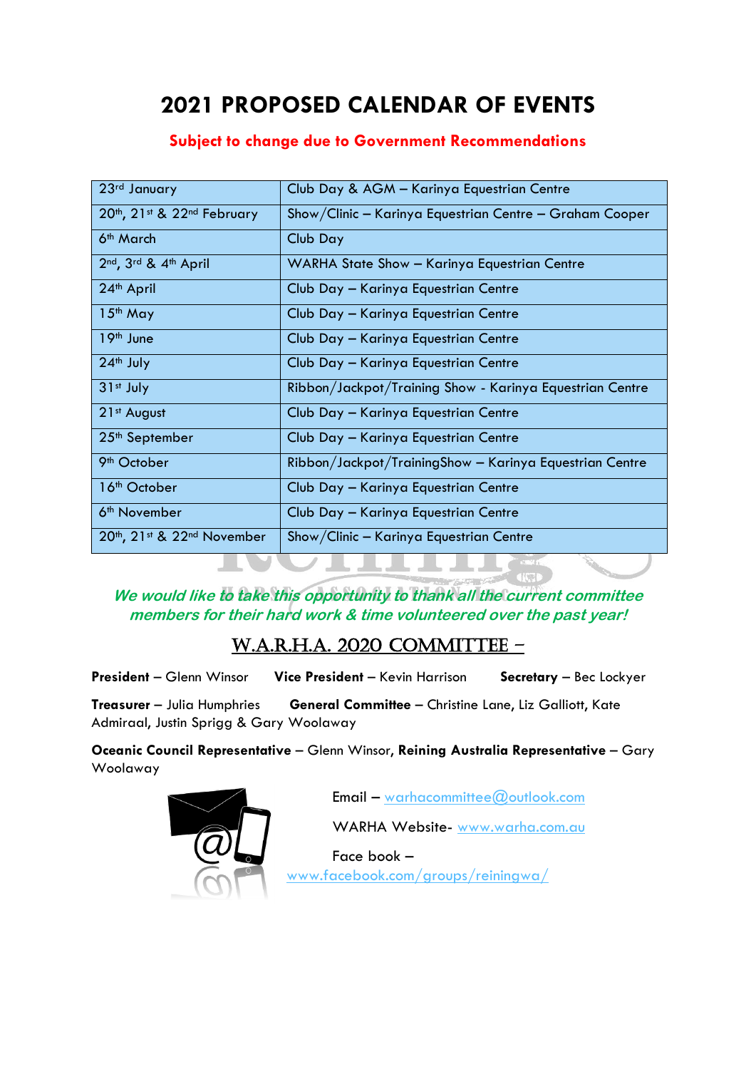# 2021 PROPOSED CALENDAR OF EVENTS

**Subject to change due to Government Recommendations**

| | |
|---|---|
| 23rd January | Club Day & AGM – Karinya Equestrian Centre |
| 20th, 21st & 22nd February | Show/Clinic – Karinya Equestrian Centre – Graham Cooper |
| 6th March | Club Day |
| 2nd, 3rd & 4th April | WARHA State Show – Karinya Equestrian Centre |
| 24th April | Club Day – Karinya Equestrian Centre |
| 15th May | Club Day – Karinya Equestrian Centre |
| 19th June | Club Day – Karinya Equestrian Centre |
| 24th July | Club Day – Karinya Equestrian Centre |
| 31st July | Ribbon/Jackpot/Training Show - Karinya Equestrian Centre |
| 21st August | Club Day – Karinya Equestrian Centre |
| 25th September | Club Day – Karinya Equestrian Centre |
| 9th October | Ribbon/Jackpot/TrainingShow – Karinya Equestrian Centre |
| 16th October | Club Day – Karinya Equestrian Centre |
| 6th November | Club Day – Karinya Equestrian Centre |
| 20th, 21st & 22nd November | Show/Clinic – Karinya Equestrian Centre |

***We would like to take this opportunity to thank all the current committee members for their hard work & time volunteered over the past year!***

## W.A.R.H.A. 2020 COMMITTEE –

**President** – Glenn Winsor **Vice President** – Kevin Harrison **Secretary** – Bec Lockyer

**Treasurer** – Julia Humphries **General Committee** – Christine Lane, Liz Galliott, Kate Admiraal, Justin Sprigg & Gary Woolaway

**Oceanic Council Representative** – Glenn Winsor, **Reining Australia Representative** – Gary Woolaway

Email – warhacommittee@outlook.com

WARHA Website- www.warha.com.au

Face book – www.facebook.com/groups/reiningwa/